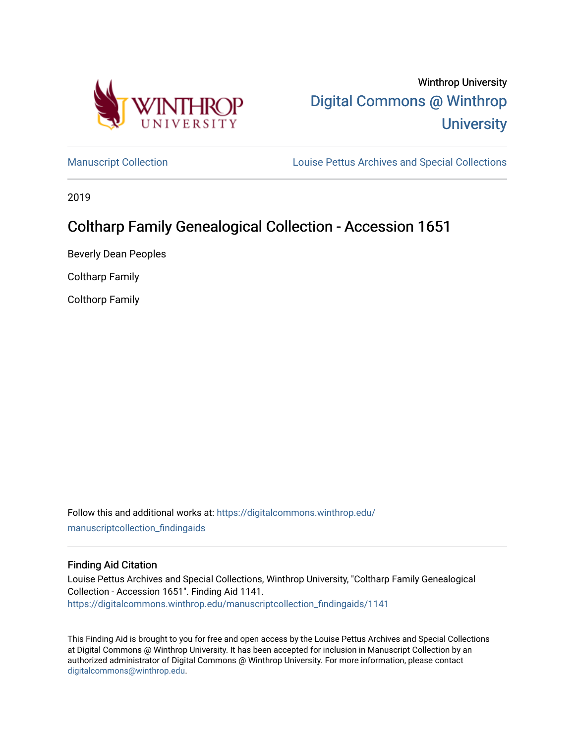Winthrop University

Digital Commons @ Winthrop University

Manuscript Collection

Louise Pettus Archives and Special Collections

2019

# Coltharp Family Genealogical Collection - Accession 1651

Beverly Dean Peoples

Coltharp Family

Colthorp Family

Follow this and additional works at: https://digitalcommons.winthrop.edu/manuscriptcollection_findingaids

## Finding Aid Citation

Louise Pettus Archives and Special Collections, Winthrop University, "Coltharp Family Genealogical Collection - Accession 1651". Finding Aid 1141.
https://digitalcommons.winthrop.edu/manuscriptcollection_findingaids/1141

This Finding Aid is brought to you for free and open access by the Louise Pettus Archives and Special Collections at Digital Commons @ Winthrop University. It has been accepted for inclusion in Manuscript Collection by an authorized administrator of Digital Commons @ Winthrop University. For more information, please contact digitalcommons@winthrop.edu.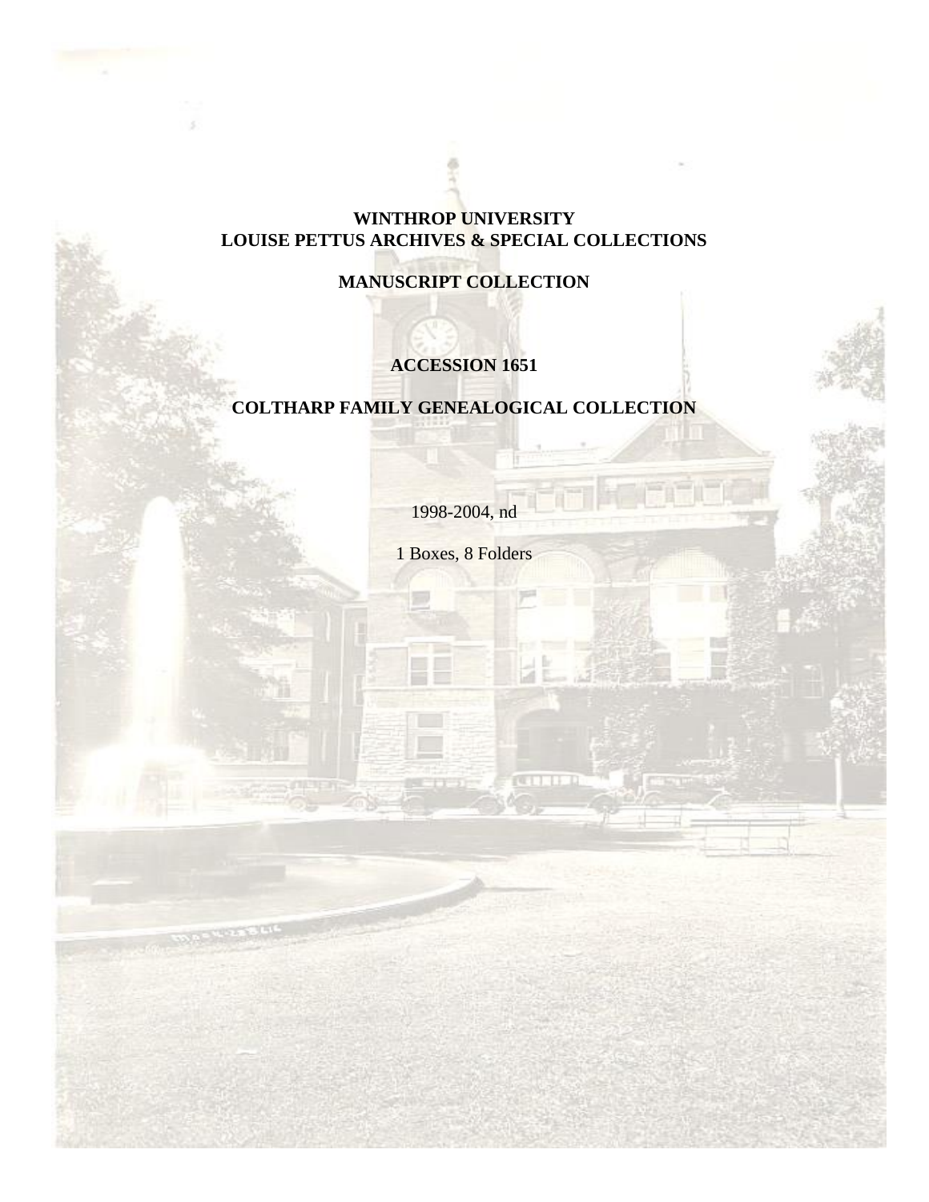**WINTHROP UNIVERSITY**
**LOUISE PETTUS ARCHIVES & SPECIAL COLLECTIONS**

**MANUSCRIPT COLLECTION**

**ACCESSION 1651**

**COLTHARP FAMILY GENEALOGICAL COLLECTION**

1998-2004, nd

1 Boxes, 8 Folders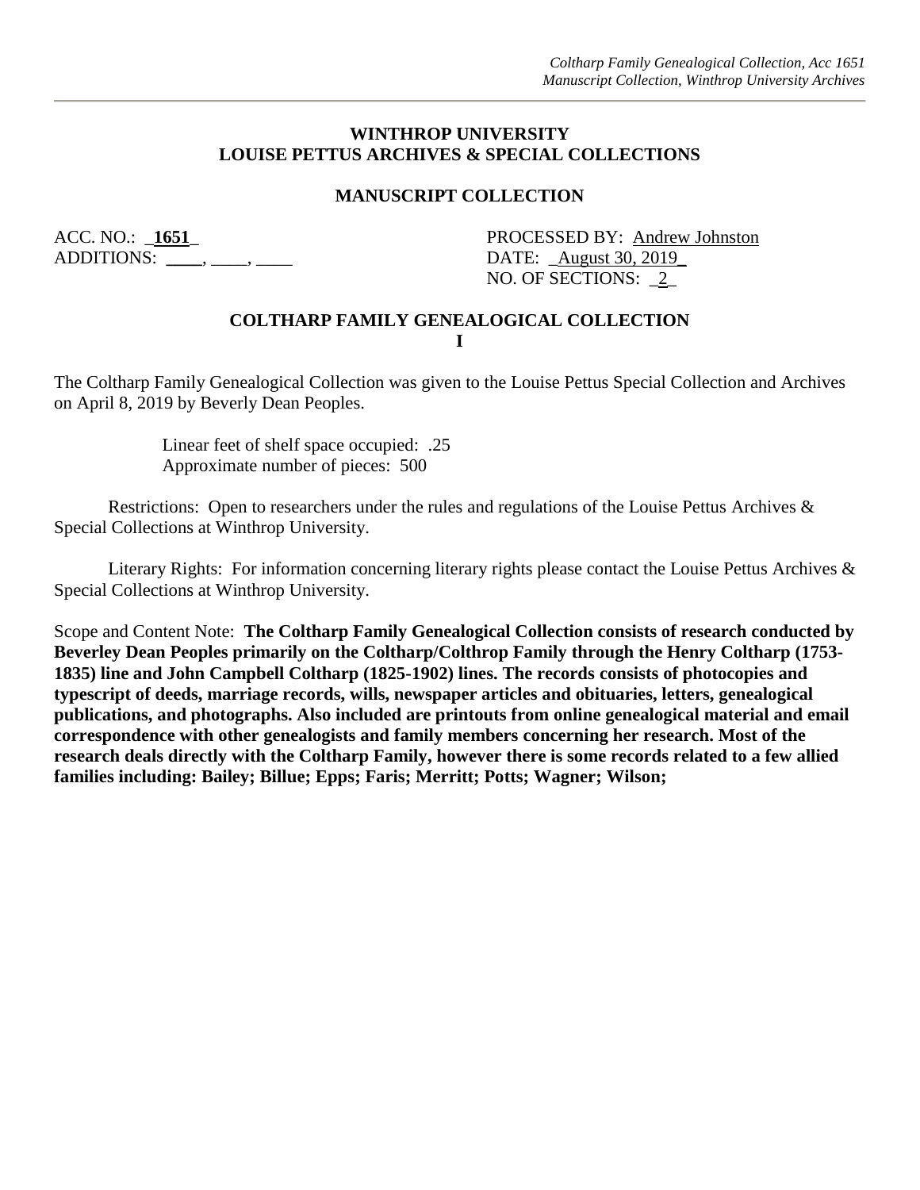**WINTHROP UNIVERSITY**
**LOUISE PETTUS ARCHIVES & SPECIAL COLLECTIONS**

**MANUSCRIPT COLLECTION**

ACC. NO.: _**1651**_
ADDITIONS: ____, ____, ____

PROCESSED BY: Andrew Johnston
DATE: _August 30, 2019_
NO. OF SECTIONS: _2_

**COLTHARP FAMILY GENEALOGICAL COLLECTION**
**I**

The Coltharp Family Genealogical Collection was given to the Louise Pettus Special Collection and Archives on April 8, 2019 by Beverly Dean Peoples.

Linear feet of shelf space occupied: .25
Approximate number of pieces: 500

Restrictions: Open to researchers under the rules and regulations of the Louise Pettus Archives & Special Collections at Winthrop University.

Literary Rights: For information concerning literary rights please contact the Louise Pettus Archives & Special Collections at Winthrop University.

Scope and Content Note: **The Coltharp Family Genealogical Collection consists of research conducted by Beverley Dean Peoples primarily on the Coltharp/Colthrop Family through the Henry Coltharp (1753-1835) line and John Campbell Coltharp (1825-1902) lines. The records consists of photocopies and typescript of deeds, marriage records, wills, newspaper articles and obituaries, letters, genealogical publications, and photographs. Also included are printouts from online genealogical material and email correspondence with other genealogists and family members concerning her research. Most of the research deals directly with the Coltharp Family, however there is some records related to a few allied families including: Bailey; Billue; Epps; Faris; Merritt; Potts; Wagner; Wilson;**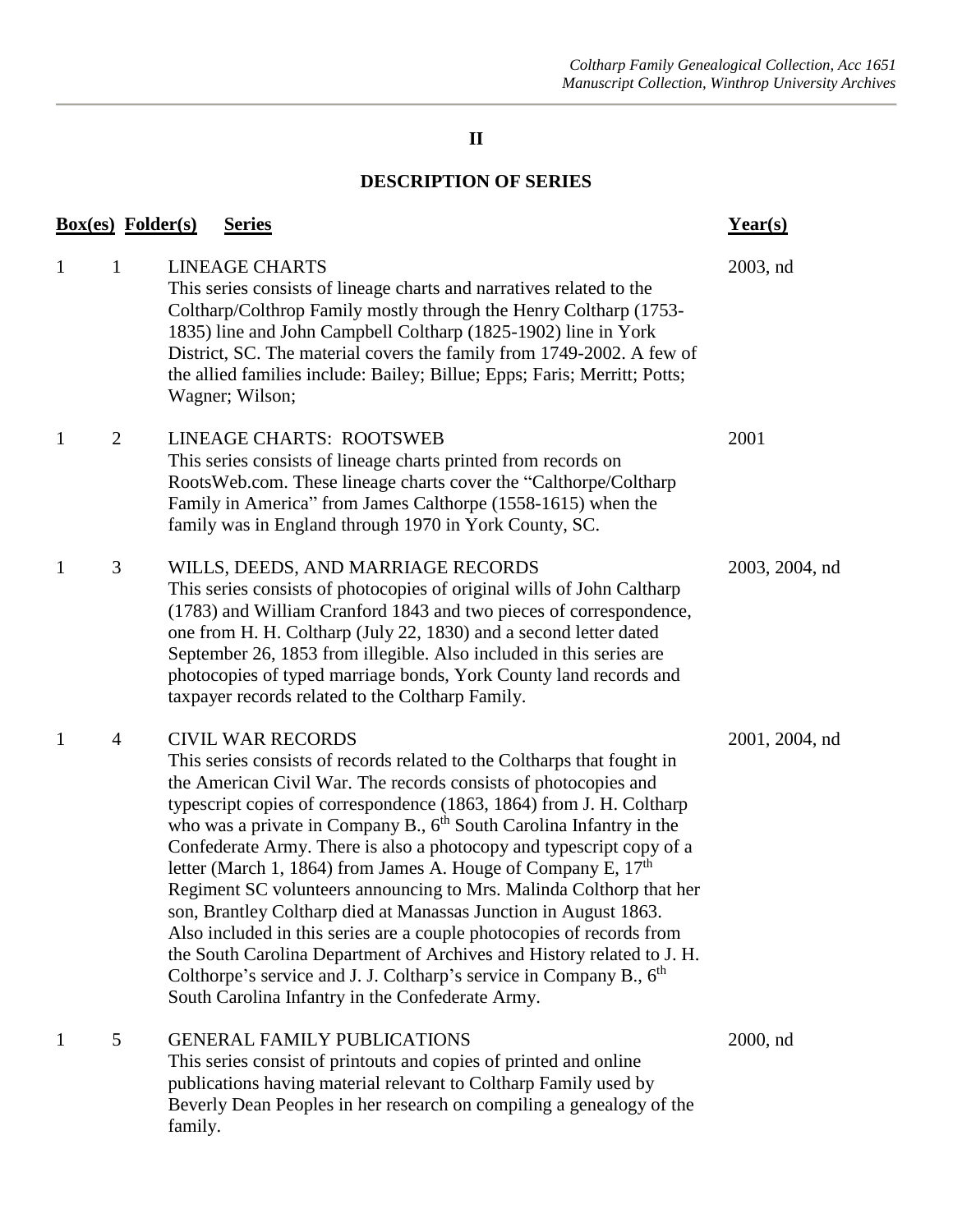## II

## DESCRIPTION OF SERIES

| Box(es) | Folder(s) | Series | Year(s) |
|---|---|---|---|
| 1 | 1 | LINEAGE CHARTS<br>This series consists of lineage charts and narratives related to the Coltharp/Colthrop Family mostly through the Henry Coltharp (1753-1835) line and John Campbell Coltharp (1825-1902) line in York District, SC. The material covers the family from 1749-2002. A few of the allied families include: Bailey; Billue; Epps; Faris; Merritt; Potts; Wagner; Wilson; | 2003, nd |
| 1 | 2 | LINEAGE CHARTS: ROOTSWEB<br>This series consists of lineage charts printed from records on RootsWeb.com. These lineage charts cover the "Calthorpe/Coltharp Family in America" from James Calthorpe (1558-1615) when the family was in England through 1970 in York County, SC. | 2001 |
| 1 | 3 | WILLS, DEEDS, AND MARRIAGE RECORDS<br>This series consists of photocopies of original wills of John Caltharp (1783) and William Cranford 1843 and two pieces of correspondence, one from H. H. Coltharp (July 22, 1830) and a second letter dated September 26, 1853 from illegible. Also included in this series are photocopies of typed marriage bonds, York County land records and taxpayer records related to the Coltharp Family. | 2003, 2004, nd |
| 1 | 4 | CIVIL WAR RECORDS<br>This series consists of records related to the Coltharps that fought in the American Civil War. The records consists of photocopies and typescript copies of correspondence (1863, 1864) from J. H. Coltharp who was a private in Company B., 6th South Carolina Infantry in the Confederate Army. There is also a photocopy and typescript copy of a letter (March 1, 1864) from James A. Houge of Company E, 17th Regiment SC volunteers announcing to Mrs. Malinda Colthorp that her son, Brantley Coltharp died at Manassas Junction in August 1863. Also included in this series are a couple photocopies of records from the South Carolina Department of Archives and History related to J. H. Colthorpe's service and J. J. Coltharp's service in Company B., 6th South Carolina Infantry in the Confederate Army. | 2001, 2004, nd |
| 1 | 5 | GENERAL FAMILY PUBLICATIONS<br>This series consist of printouts and copies of printed and online publications having material relevant to Coltharp Family used by Beverly Dean Peoples in her research on compiling a genealogy of the family. | 2000, nd |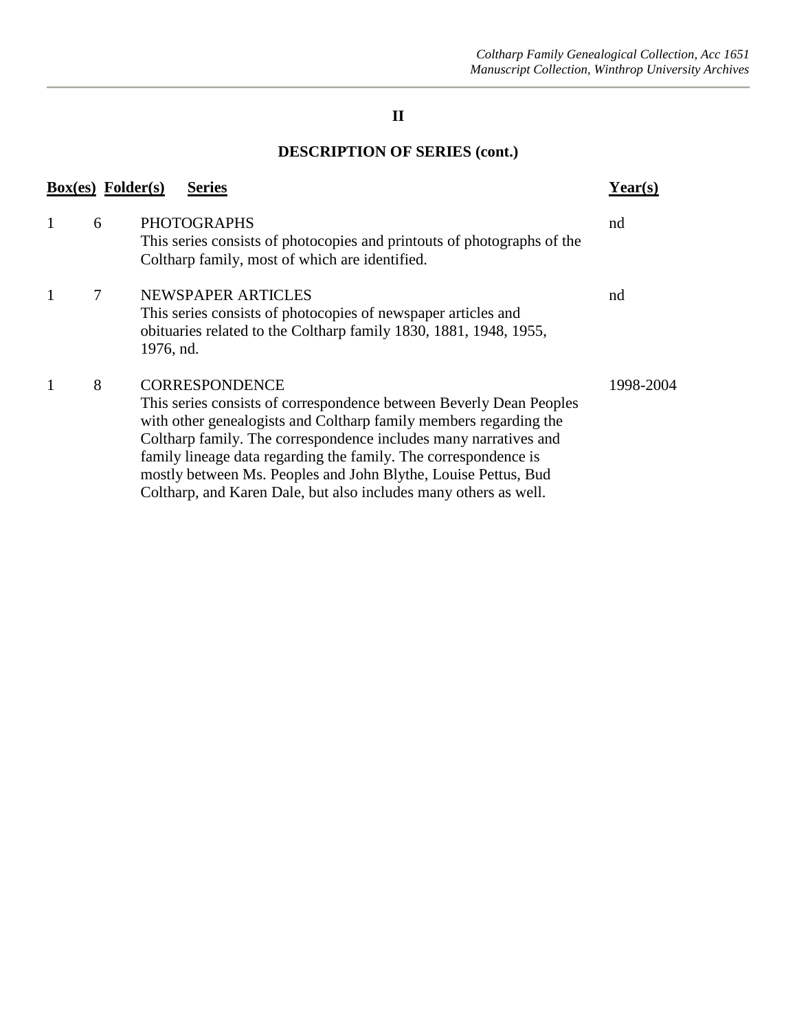## II

## DESCRIPTION OF SERIES (cont.)

| Box(es) | Folder(s) | Series | Year(s) |
|---|---|---|---|
| 1 | 6 | PHOTOGRAPHS<br>This series consists of photocopies and printouts of photographs of the Coltharp family, most of which are identified. | nd |
| 1 | 7 | NEWSPAPER ARTICLES<br>This series consists of photocopies of newspaper articles and obituaries related to the Coltharp family 1830, 1881, 1948, 1955, 1976, nd. | nd |
| 1 | 8 | CORRESPONDENCE<br>This series consists of correspondence between Beverly Dean Peoples with other genealogists and Coltharp family members regarding the Coltharp family. The correspondence includes many narratives and family lineage data regarding the family. The correspondence is mostly between Ms. Peoples and John Blythe, Louise Pettus, Bud Coltharp, and Karen Dale, but also includes many others as well. | 1998-2004 |